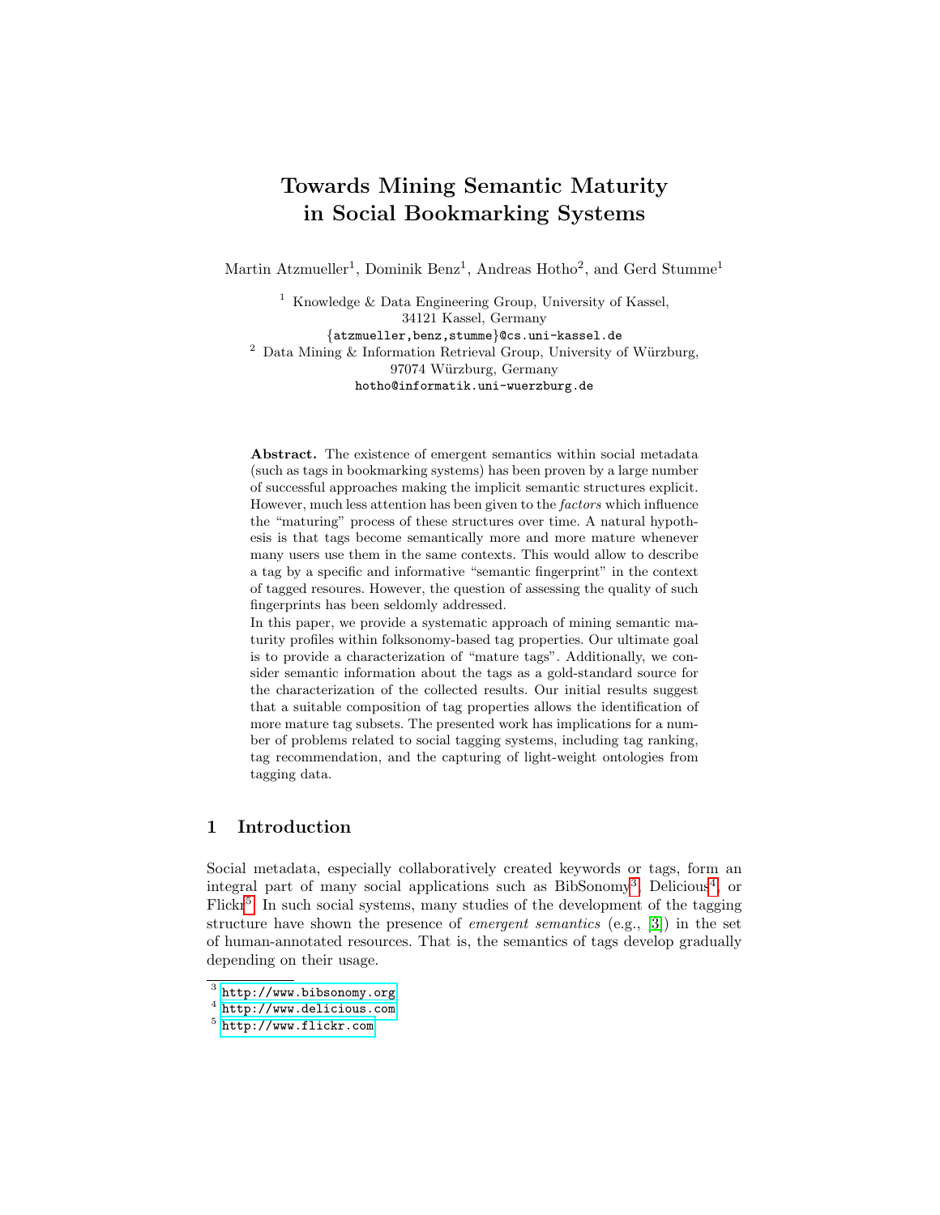# Towards Mining Semantic Maturity in Social Bookmarking Systems

Martin Atzmueller[1], Dominik Benz[1], Andreas Hotho[2], and Gerd Stumme[1]

[1] Knowledge & Data Engineering Group, University of Kassel, 34121 Kassel, Germany
{atzmueller,benz,stumme}@cs.uni-kassel.de

[2] Data Mining & Information Retrieval Group, University of Würzburg, 97074 Würzburg, Germany
hotho@informatik.uni-wuerzburg.de

**Abstract.** The existence of emergent semantics within social metadata (such as tags in bookmarking systems) has been proven by a large number of successful approaches making the implicit semantic structures explicit. However, much less attention has been given to the *factors* which influence the "maturing" process of these structures over time. A natural hypothesis is that tags become semantically more and more mature whenever many users use them in the same contexts. This would allow to describe a tag by a specific and informative "semantic fingerprint" in the context of tagged resoures. However, the question of assessing the quality of such fingerprints has been seldomly addressed.

In this paper, we provide a systematic approach of mining semantic maturity profiles within folksonomy-based tag properties. Our ultimate goal is to provide a characterization of "mature tags". Additionally, we consider semantic information about the tags as a gold-standard source for the characterization of the collected results. Our initial results suggest that a suitable composition of tag properties allows the identification of more mature tag subsets. The presented work has implications for a number of problems related to social tagging systems, including tag ranking, tag recommendation, and the capturing of light-weight ontologies from tagging data.

## 1 Introduction

Social metadata, especially collaboratively created keywords or tags, form an integral part of many social applications such as BibSonomy[3], Delicious[4], or Flickr[5]. In such social systems, many studies of the development of the tagging structure have shown the presence of *emergent semantics* (e.g., [3]) in the set of human-annotated resources. That is, the semantics of tags develop gradually depending on their usage.

[3] http://www.bibsonomy.org
[4] http://www.delicious.com
[5] http://www.flickr.com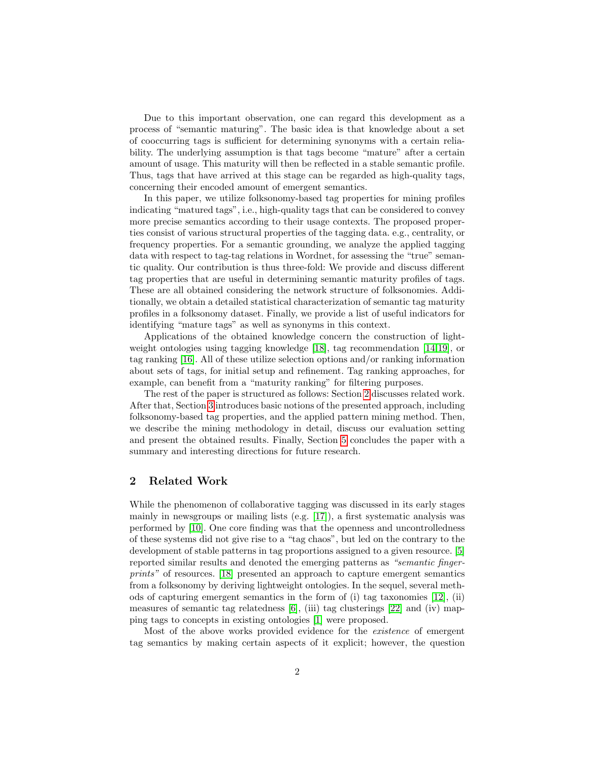Due to this important observation, one can regard this development as a process of "semantic maturing". The basic idea is that knowledge about a set of cooccurring tags is sufficient for determining synonyms with a certain reliability. The underlying assumption is that tags become "mature" after a certain amount of usage. This maturity will then be reflected in a stable semantic profile. Thus, tags that have arrived at this stage can be regarded as high-quality tags, concerning their encoded amount of emergent semantics.

In this paper, we utilize folksonomy-based tag properties for mining profiles indicating "matured tags", i.e., high-quality tags that can be considered to convey more precise semantics according to their usage contexts. The proposed properties consist of various structural properties of the tagging data. e.g., centrality, or frequency properties. For a semantic grounding, we analyze the applied tagging data with respect to tag-tag relations in Wordnet, for assessing the "true" semantic quality. Our contribution is thus three-fold: We provide and discuss different tag properties that are useful in determining semantic maturity profiles of tags. These are all obtained considering the network structure of folksonomies. Additionally, we obtain a detailed statistical characterization of semantic tag maturity profiles in a folksonomy dataset. Finally, we provide a list of useful indicators for identifying "mature tags" as well as synonyms in this context.

Applications of the obtained knowledge concern the construction of lightweight ontologies using tagging knowledge [18], tag recommendation [14,19], or tag ranking [16]. All of these utilize selection options and/or ranking information about sets of tags, for initial setup and refinement. Tag ranking approaches, for example, can benefit from a "maturity ranking" for filtering purposes.

The rest of the paper is structured as follows: Section 2 discusses related work. After that, Section 3 introduces basic notions of the presented approach, including folksonomy-based tag properties, and the applied pattern mining method. Then, we describe the mining methodology in detail, discuss our evaluation setting and present the obtained results. Finally, Section 5 concludes the paper with a summary and interesting directions for future research.

## 2 Related Work

While the phenomenon of collaborative tagging was discussed in its early stages mainly in newsgroups or mailing lists (e.g. [17]), a first systematic analysis was performed by [10]. One core finding was that the openness and uncontrolledness of these systems did not give rise to a "tag chaos", but led on the contrary to the development of stable patterns in tag proportions assigned to a given resource. [5] reported similar results and denoted the emerging patterns as *"semantic fingerprints"* of resources. [18] presented an approach to capture emergent semantics from a folksonomy by deriving lightweight ontologies. In the sequel, several methods of capturing emergent semantics in the form of (i) tag taxonomies [12], (ii) measures of semantic tag relatedness [6], (iii) tag clusterings [22] and (iv) mapping tags to concepts in existing ontologies [1] were proposed.

Most of the above works provided evidence for the *existence* of emergent tag semantics by making certain aspects of it explicit; however, the question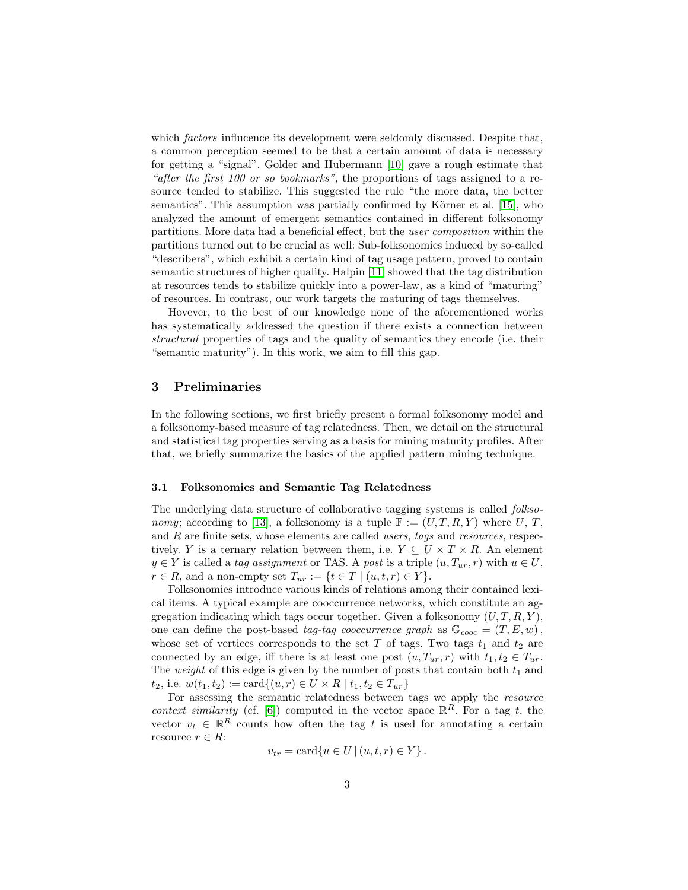which *factors* influence its development were seldomly discussed. Despite that, a common perception seemed to be that a certain amount of data is necessary for getting a "signal". Golder and Hubermann [10] gave a rough estimate that *"after the first 100 or so bookmarks"*, the proportions of tags assigned to a resource tended to stabilize. This suggested the rule "the more data, the better semantics". This assumption was partially confirmed by Körner et al. [15], who analyzed the amount of emergent semantics contained in different folksonomy partitions. More data had a beneficial effect, but the *user composition* within the partitions turned out to be crucial as well: Sub-folksonomies induced by so-called "describers", which exhibit a certain kind of tag usage pattern, proved to contain semantic structures of higher quality. Halpin [11] showed that the tag distribution at resources tends to stabilize quickly into a power-law, as a kind of "maturing" of resources. In contrast, our work targets the maturing of tags themselves.

Hovever, to the best of our knowledge none of the aforementioned works has systematically addressed the question if there exists a connection between *structural* properties of tags and the quality of semantics they encode (i.e. their "semantic maturity"). In this work, we aim to fill this gap.

## 3 Preliminaries

In the following sections, we first briefly present a formal folksonomy model and a folksonomy-based measure of tag relatedness. Then, we detail on the structural and statistical tag properties serving as a basis for mining maturity profiles. After that, we briefly summarize the basics of the applied pattern mining technique.

### 3.1 Folksonomies and Semantic Tag Relatedness

The underlying data structure of collaborative tagging systems is called *folksonomy*; according to [13], a folksonomy is a tuple $\mathbb{F} := (U, T, R, Y)$ where $U$, $T$, and $R$ are finite sets, whose elements are called *users*, *tags* and *resources*, respectively. $Y$ is a ternary relation between them, i.e. $Y \subseteq U \times T \times R$. An element $y \in Y$ is called a *tag assignment* or TAS. A *post* is a triple $(u, T_{ur}, r)$ with $u \in U$, $r \in R$, and a non-empty set $T_{ur} := \{t \in T \mid (u, t, r) \in Y\}$.

Folksonomies introduce various kinds of relations among their contained lexical items. A typical example are cooccurrence networks, which constitute an aggregation indicating which tags occur together. Given a folksonomy $(U, T, R, Y)$, one can define the post-based *tag-tag cooccurrence graph* as $\mathbb{G}_{cooc} = (T, E, w)$, whose set of vertices corresponds to the set $T$ of tags. Two tags $t_1$ and $t_2$ are connected by an edge, iff there is at least one post $(u, T_{ur}, r)$ with $t_1, t_2 \in T_{ur}$. The *weight* of this edge is given by the number of posts that contain both $t_1$ and $t_2$, i.e. $w(t_1, t_2) := \text{card}\{(u, r) \in U \times R \mid t_1, t_2 \in T_{ur}\}$

For assessing the semantic relatedness between tags we apply the *resource context similarity* (cf. [6]) computed in the vector space $\mathbb{R}^R$. For a tag $t$, the vector $v_t \in \mathbb{R}^R$ counts how often the tag $t$ is used for annotating a certain resource $r \in R$:

$$v_{tr} = \text{card}\{u \in U \mid (u, t, r) \in Y\}\,.$$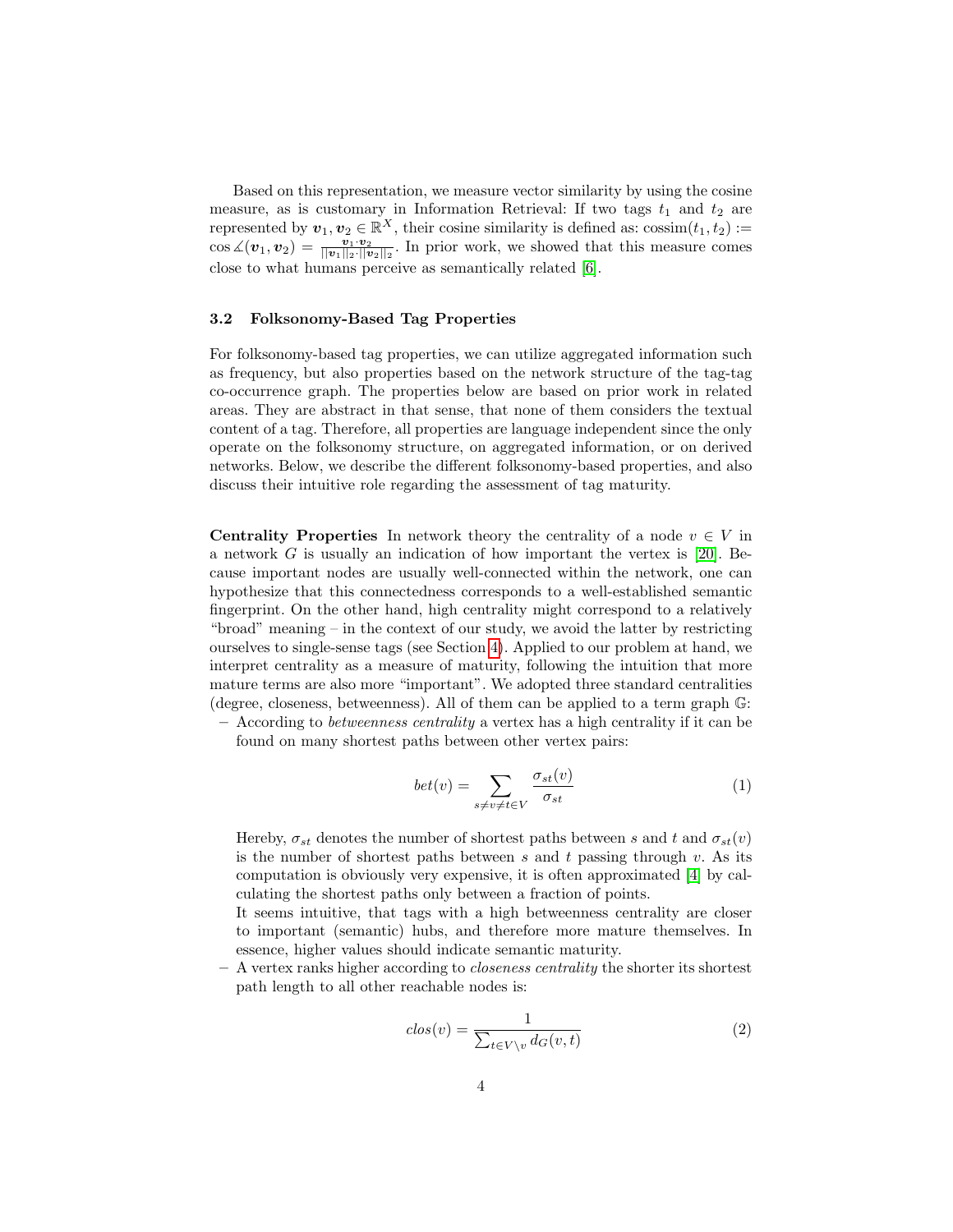Based on this representation, we measure vector similarity by using the cosine measure, as is customary in Information Retrieval: If two tags $t_1$ and $t_2$ are represented by $\boldsymbol{v}_1, \boldsymbol{v}_2 \in \mathbb{R}^X$, their cosine similarity is defined as: $\text{cossim}(t_1, t_2) := \cos \measuredangle(\boldsymbol{v}_1, \boldsymbol{v}_2) = \frac{\boldsymbol{v}_1 \cdot \boldsymbol{v}_2}{||\boldsymbol{v}_1||_2 \cdot ||\boldsymbol{v}_2||_2}$. In prior work, we showed that this measure comes close to what humans perceive as semantically related [6].

### 3.2 Folksonomy-Based Tag Properties

For folksonomy-based tag properties, we can utilize aggregated information such as frequency, but also properties based on the network structure of the tag-tag co-occurrence graph. The properties below are based on prior work in related areas. They are abstract in that sense, that none of them considers the textual content of a tag. Therefore, all properties are language independent since the only operate on the folksonomy structure, on aggregated information, or on derived networks. Below, we describe the different folksonomy-based properties, and also discuss their intuitive role regarding the assessment of tag maturity.

**Centrality Properties** In network theory the centrality of a node $v \in V$ in a network $G$ is usually an indication of how important the vertex is [20]. Because important nodes are usually well-connected within the network, one can hypothesize that this connectedness corresponds to a well-established semantic fingerprint. On the other hand, high centrality might correspond to a relatively "broad" meaning – in the context of our study, we avoid the latter by restricting ourselves to single-sense tags (see Section 4). Applied to our problem at hand, we interpret centrality as a measure of maturity, following the intuition that more mature terms are also more "important". We adopted three standard centralities (degree, closeness, betweenness). All of them can be applied to a term graph $\mathbb{G}$:

– According to *betweenness centrality* a vertex has a high centrality if it can be found on many shortest paths between other vertex pairs:

$$bet(v) = \sum_{s \neq v \neq t \in V} \frac{\sigma_{st}(v)}{\sigma_{st}} \tag{1}$$

Hereby, $\sigma_{st}$ denotes the number of shortest paths between $s$ and $t$ and $\sigma_{st}(v)$ is the number of shortest paths between $s$ and $t$ passing through $v$. As its computation is obviously very expensive, it is often approximated [4] by calculating the shortest paths only between a fraction of points.

It seems intuitive, that tags with a high betweenness centrality are closer to important (semantic) hubs, and therefore more mature themselves. In essence, higher values should indicate semantic maturity.

– A vertex ranks higher according to *closeness centrality* the shorter its shortest path length to all other reachable nodes is:

$$clos(v) = \frac{1}{\sum_{t \in V \setminus v} d_G(v, t)} \tag{2}$$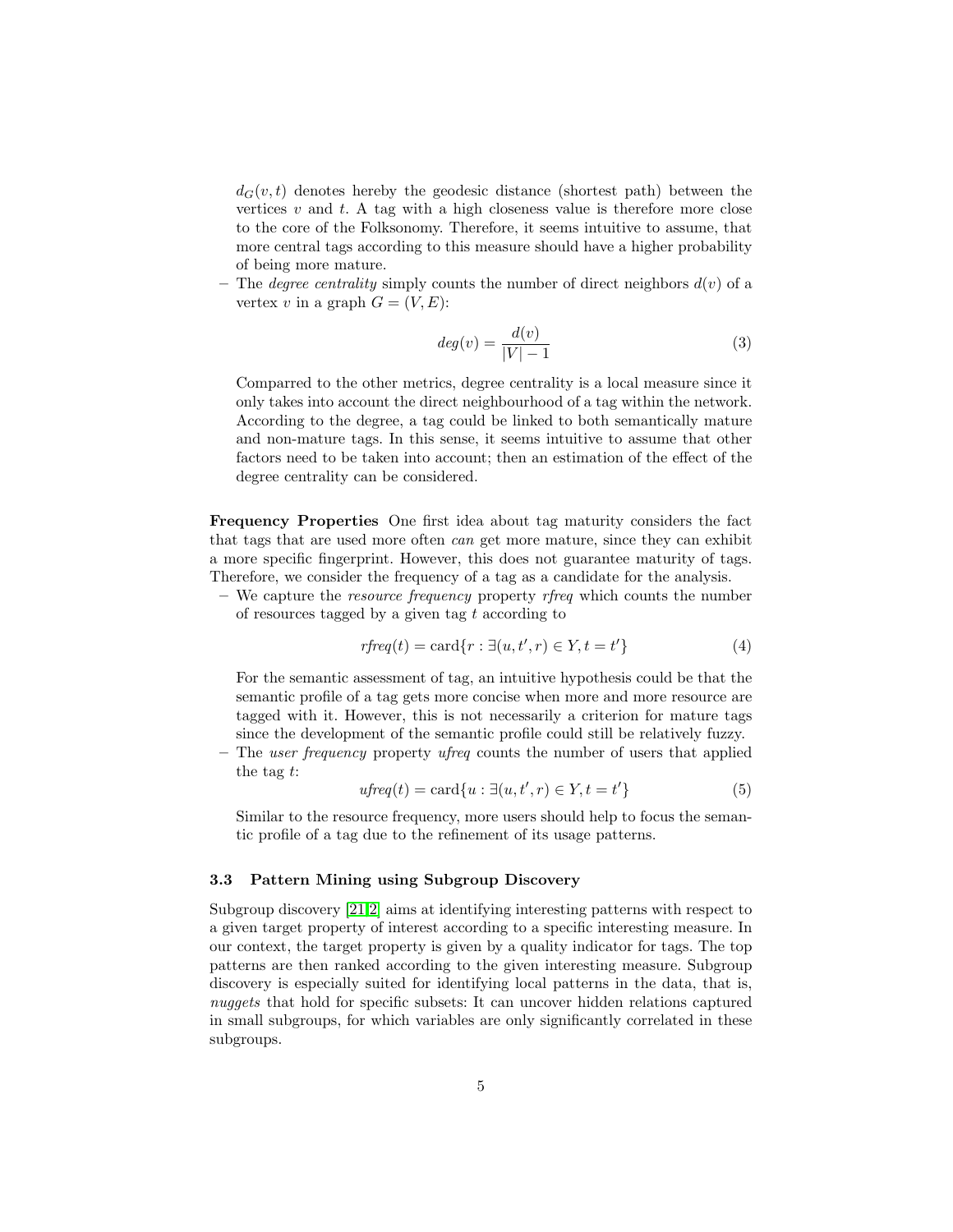$d_G(v,t)$ denotes hereby the geodesic distance (shortest path) between the vertices $v$ and $t$. A tag with a high closeness value is therefore more close to the core of the Folksonomy. Therefore, it seems intuitive to assume, that more central tags according to this measure should have a higher probability of being more mature.

– The *degree centrality* simply counts the number of direct neighbors $d(v)$ of a vertex $v$ in a graph $G = (V, E)$:

$$deg(v) = \frac{d(v)}{|V| - 1} \tag{3}$$

Comparred to the other metrics, degree centrality is a local measure since it only takes into account the direct neighbourhood of a tag within the network. According to the degree, a tag could be linked to both semantically mature and non-mature tags. In this sense, it seems intuitive to assume that other factors need to be taken into account; then an estimation of the effect of the degree centrality can be considered.

**Frequency Properties** One first idea about tag maturity considers the fact that tags that are used more often *can* get more mature, since they can exhibit a more specific fingerprint. However, this does not guarantee maturity of tags. Therefore, we consider the frequency of a tag as a candidate for the analysis.

– We capture the *resource frequency* property *rfreq* which counts the number of resources tagged by a given tag $t$ according to

$$rfreq(t) = \text{card}\{r : \exists(u, t', r) \in Y, t = t'\} \tag{4}$$

For the semantic assessment of tag, an intuitive hypothesis could be that the semantic profile of a tag gets more concise when more and more resource are tagged with it. However, this is not necessarily a criterion for mature tags since the development of the semantic profile could still be relatively fuzzy.

– The *user frequency* property *ufreq* counts the number of users that applied the tag $t$:

$$ufreq(t) = \text{card}\{u : \exists(u, t', r) \in Y, t = t'\} \tag{5}$$

Similar to the resource frequency, more users should help to focus the semantic profile of a tag due to the refinement of its usage patterns.

### 3.3 Pattern Mining using Subgroup Discovery

Subgroup discovery [21,2] aims at identifying interesting patterns with respect to a given target property of interest according to a specific interesting measure. In our context, the target property is given by a quality indicator for tags. The top patterns are then ranked according to the given interesting measure. Subgroup discovery is especially suited for identifying local patterns in the data, that is, *nuggets* that hold for specific subsets: It can uncover hidden relations captured in small subgroups, for which variables are only significantly correlated in these subgroups.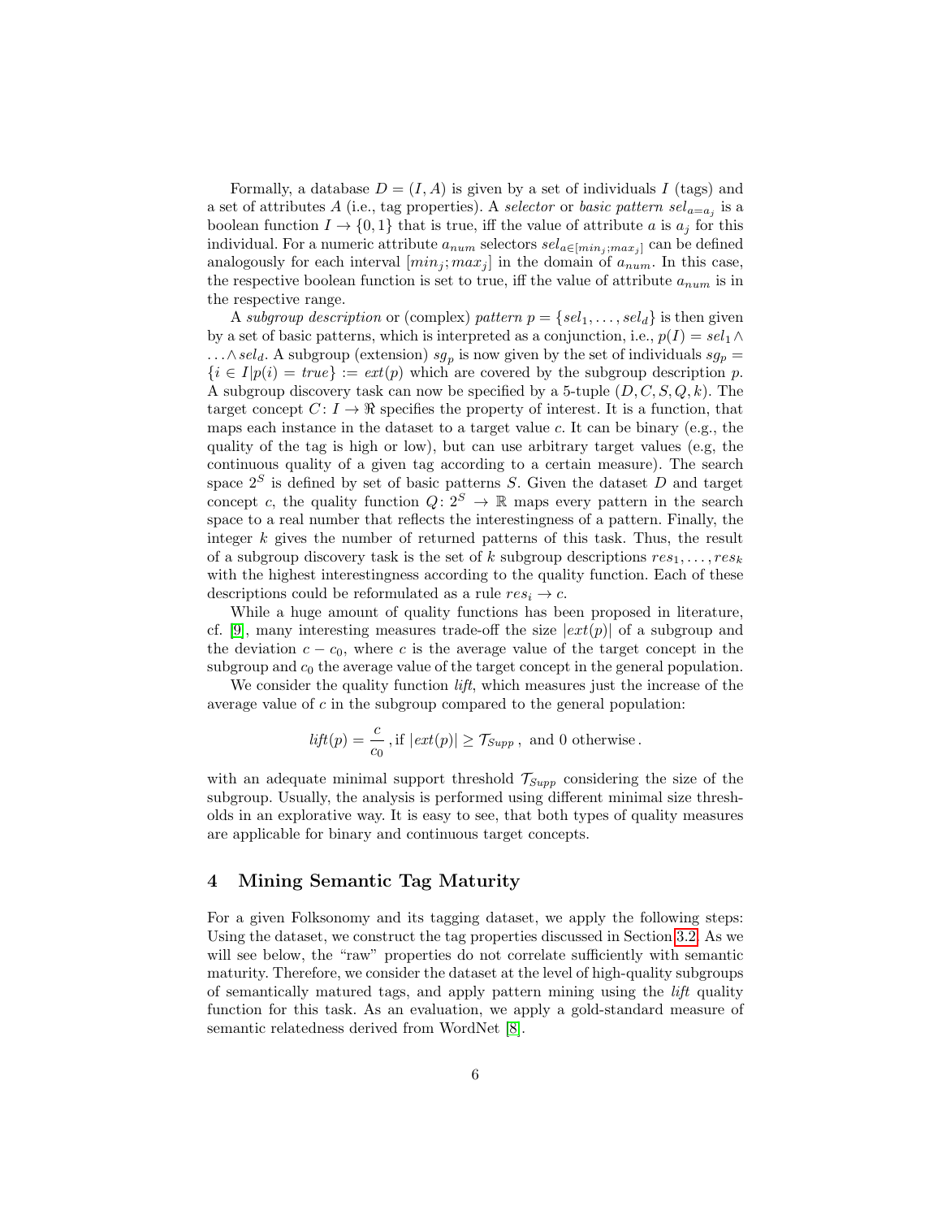Formally, a database $D = (I, A)$ is given by a set of individuals $I$ (tags) and a set of attributes $A$ (i.e., tag properties). A *selector* or *basic pattern* $sel_{a=a_j}$ is a boolean function $I \to \{0, 1\}$ that is true, iff the value of attribute $a$ is $a_j$ for this individual. For a numeric attribute $a_{num}$ selectors $sel_{a \in [min_j; max_j]}$ can be defined analogously for each interval $[min_j; max_j]$ in the domain of $a_{num}$. In this case, the respective boolean function is set to true, iff the value of attribute $a_{num}$ is in the respective range.

A *subgroup description* or (complex) *pattern* $p = \{sel_1, \ldots, sel_d\}$ is then given by a set of basic patterns, which is interpreted as a conjunction, i.e., $p(I) = sel_1 \wedge \ldots \wedge sel_d$. A subgroup (extension) $sg_p$ is now given by the set of individuals $sg_p = \{i \in I | p(i) = true\} := ext(p)$ which are covered by the subgroup description $p$. A subgroup discovery task can now be specified by a 5-tuple $(D, C, S, Q, k)$. The target concept $C : I \to \Re$ specifies the property of interest. It is a function, that maps each instance in the dataset to a target value $c$. It can be binary (e.g., the quality of the tag is high or low), but can use arbitrary target values (e.g, the continuous quality of a given tag according to a certain measure). The search space $2^S$ is defined by set of basic patterns $S$. Given the dataset $D$ and target concept $c$, the quality function $Q : 2^S \to \mathbb{R}$ maps every pattern in the search space to a real number that reflects the interestingness of a pattern. Finally, the integer $k$ gives the number of returned patterns of this task. Thus, the result of a subgroup discovery task is the set of $k$ subgroup descriptions $res_1, \ldots, res_k$ with the highest interestingness according to the quality function. Each of these descriptions could be reformulated as a rule $res_i \to c$.

While a huge amount of quality functions has been proposed in literature, cf. [9], many interesting measures trade-off the size $|ext(p)|$ of a subgroup and the deviation $c - c_0$, where $c$ is the average value of the target concept in the subgroup and $c_0$ the average value of the target concept in the general population.

We consider the quality function *lift*, which measures just the increase of the average value of $c$ in the subgroup compared to the general population:

$$lift(p) = \frac{c}{c_0} \text{ , if } |ext(p)| \geq \mathcal{T}_{Supp} \text{ , and 0 otherwise} .$$

with an adequate minimal support threshold $\mathcal{T}_{Supp}$ considering the size of the subgroup. Usually, the analysis is performed using different minimal size thresholds in an explorative way. It is easy to see, that both types of quality measures are applicable for binary and continuous target concepts.

## 4 Mining Semantic Tag Maturity

For a given Folksonomy and its tagging dataset, we apply the following steps: Using the dataset, we construct the tag properties discussed in Section 3.2. As we will see below, the "raw" properties do not correlate sufficiently with semantic maturity. Therefore, we consider the dataset at the level of high-quality subgroups of semantically matured tags, and apply pattern mining using the *lift* quality function for this task. As an evaluation, we apply a gold-standard measure of semantic relatedness derived from WordNet [8].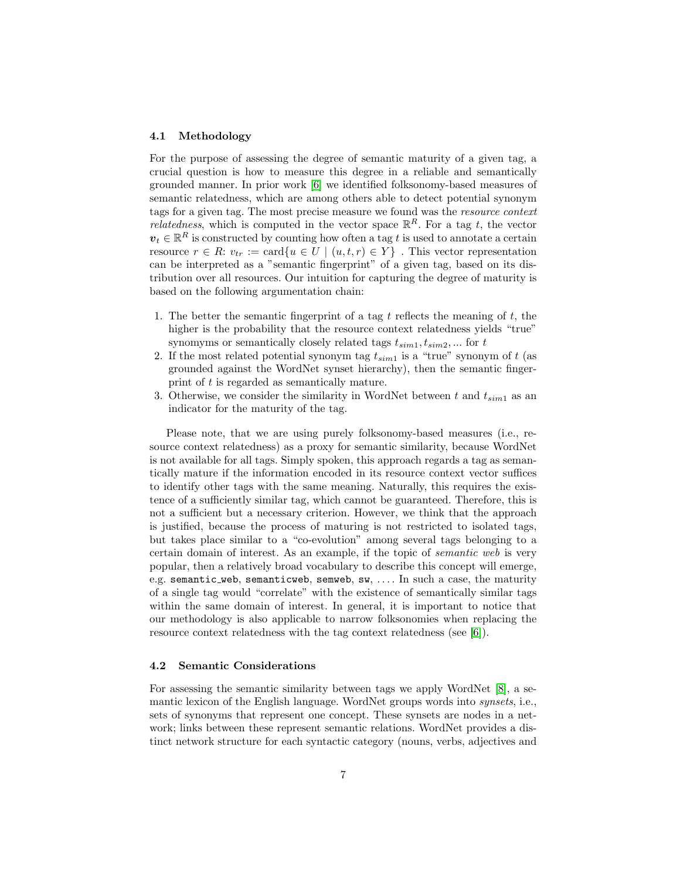### 4.1 Methodology

For the purpose of assessing the degree of semantic maturity of a given tag, a crucial question is how to measure this degree in a reliable and semantically grounded manner. In prior work [6] we identified folksonomy-based measures of semantic relatedness, which are among others able to detect potential synonym tags for a given tag. The most precise measure we found was the *resource context relatedness*, which is computed in the vector space $\mathbb{R}^R$. For a tag $t$, the vector $\boldsymbol{v}_t \in \mathbb{R}^R$ is constructed by counting how often a tag $t$ is used to annotate a certain resource $r \in R$: $v_{tr} := \text{card}\{u \in U \mid (u, t, r) \in Y\}$ . This vector representation can be interpreted as a "semantic fingerprint" of a given tag, based on its distribution over all resources. Our intuition for capturing the degree of maturity is based on the following argumentation chain:

1. The better the semantic fingerprint of a tag $t$ reflects the meaning of $t$, the higher is the probability that the resource context relatedness yields "true" synomyms or semantically closely related tags $t_{sim1}, t_{sim2}, ...$ for $t$
2. If the most related potential synonym tag $t_{sim1}$ is a "true" synonym of $t$ (as grounded against the WordNet synset hierarchy), then the semantic fingerprint of $t$ is regarded as semantically mature.
3. Otherwise, we consider the similarity in WordNet between $t$ and $t_{sim1}$ as an indicator for the maturity of the tag.

Please note, that we are using purely folksonomy-based measures (i.e., resource context relatedness) as a proxy for semantic similarity, because WordNet is not available for all tags. Simply spoken, this approach regards a tag as semantically mature if the information encoded in its resource context vector suffices to identify other tags with the same meaning. Naturally, this requires the existence of a sufficiently similar tag, which cannot be guaranteed. Therefore, this is not a sufficient but a necessary criterion. However, we think that the approach is justified, because the process of maturing is not restricted to isolated tags, but takes place similar to a "co-evolution" among several tags belonging to a certain domain of interest. As an example, if the topic of *semantic web* is very popular, then a relatively broad vocabulary to describe this concept will emerge, e.g. `semantic_web`, `semanticweb`, `semweb`, `sw`, .... In such a case, the maturity of a single tag would "correlate" with the existence of semantically similar tags within the same domain of interest. In general, it is important to notice that our methodology is also applicable to narrow folksonomies when replacing the resource context relatedness with the tag context relatedness (see [6]).

### 4.2 Semantic Considerations

For assessing the semantic similarity between tags we apply WordNet [8], a semantic lexicon of the English language. WordNet groups words into *synsets*, i.e., sets of synonyms that represent one concept. These synsets are nodes in a network; links between these represent semantic relations. WordNet provides a distinct network structure for each syntactic category (nouns, verbs, adjectives and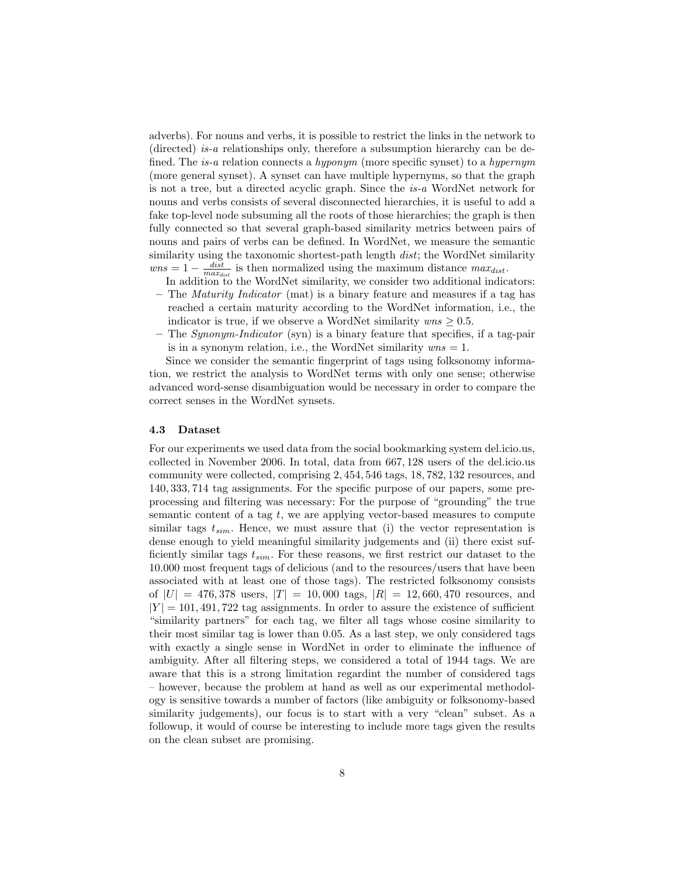adverbs). For nouns and verbs, it is possible to restrict the links in the network to (directed) *is-a* relationships only, therefore a subsumption hierarchy can be defined. The *is-a* relation connects a *hyponym* (more specific synset) to a *hypernym* (more general synset). A synset can have multiple hypernyms, so that the graph is not a tree, but a directed acyclic graph. Since the *is-a* WordNet network for nouns and verbs consists of several disconnected hierarchies, it is useful to add a fake top-level node subsuming all the roots of those hierarchies; the graph is then fully connected so that several graph-based similarity metrics between pairs of nouns and pairs of verbs can be defined. In WordNet, we measure the semantic similarity using the taxonomic shortest-path length *dist*; the WordNet similarity $wns = 1 - \frac{dist}{max_{dist}}$ is then normalized using the maximum distance $max_{dist}$.

In addition to the WordNet similarity, we consider two additional indicators:

- The *Maturity Indicator* (mat) is a binary feature and measures if a tag has reached a certain maturity according to the WordNet information, i.e., the indicator is true, if we observe a WordNet similarity $wns \geq 0.5$.
- The *Synonym-Indicator* (syn) is a binary feature that specifies, if a tag-pair is in a synonym relation, i.e., the WordNet similarity $wns = 1$.

Since we consider the semantic fingerprint of tags using folksonomy information, we restrict the analysis to WordNet terms with only one sense; otherwise advanced word-sense disambiguation would be necessary in order to compare the correct senses in the WordNet synsets.

### 4.3 Dataset

For our experiments we used data from the social bookmarking system del.icio.us, collected in November 2006. In total, data from 667,128 users of the del.icio.us community were collected, comprising 2,454,546 tags, 18,782,132 resources, and 140,333,714 tag assignments. For the specific purpose of our papers, some preprocessing and filtering was necessary: For the purpose of "grounding" the true semantic content of a tag $t$, we are applying vector-based measures to compute similar tags $t_{sim}$. Hence, we must assure that (i) the vector representation is dense enough to yield meaningful similarity judgements and (ii) there exist sufficiently similar tags $t_{sim}$. For these reasons, we first restrict our dataset to the 10.000 most frequent tags of delicious (and to the resources/users that have been associated with at least one of those tags). The restricted folksonomy consists of $|U| = 476,378$ users, $|T| = 10,000$ tags, $|R| = 12,660,470$ resources, and $|Y| = 101,491,722$ tag assignments. In order to assure the existence of sufficient "similarity partners" for each tag, we filter all tags whose cosine similarity to their most similar tag is lower than 0.05. As a last step, we only considered tags with exactly a single sense in WordNet in order to eliminate the influence of ambiguity. After all filtering steps, we considered a total of 1944 tags. We are aware that this is a strong limitation regardint the number of considered tags – however, because the problem at hand as well as our experimental methodology is sensitive towards a number of factors (like ambiguity or folksonomy-based similarity judgements), our focus is to start with a very "clean" subset. As a followup, it would of course be interesting to include more tags given the results on the clean subset are promising.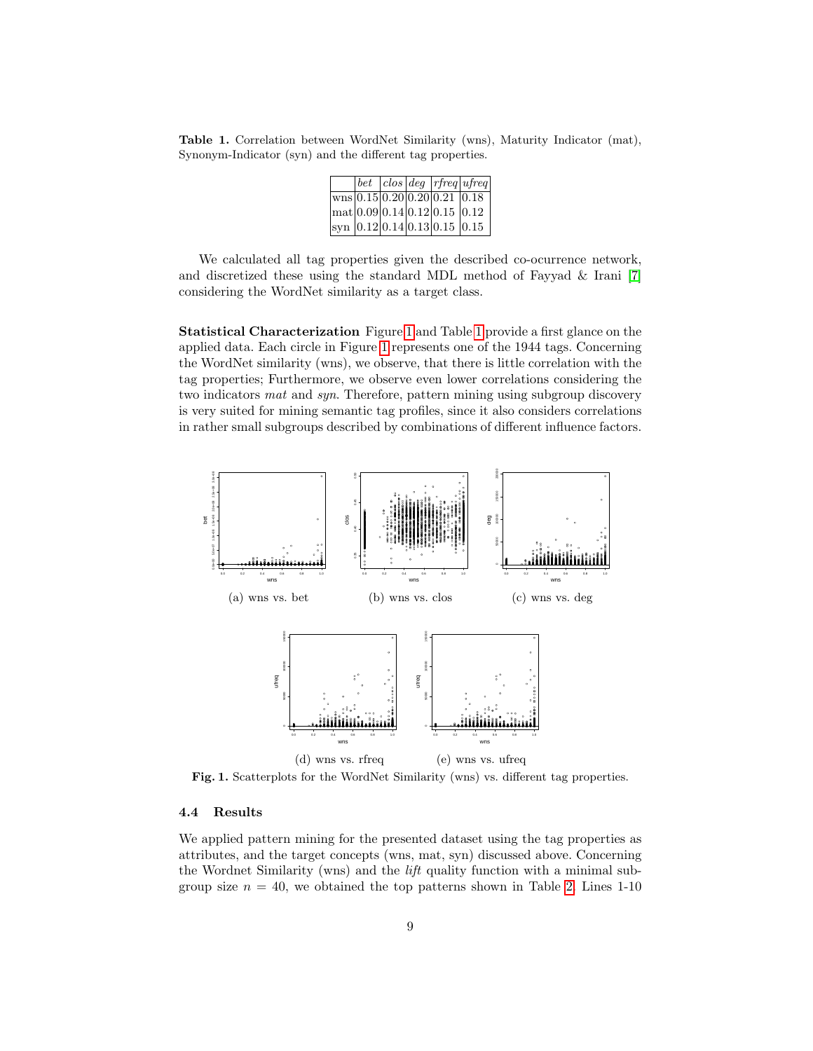**Table 1.** Correlation between WordNet Similarity (wns), Maturity Indicator (mat), Synonym-Indicator (syn) and the different tag properties.

| | *bet* | *clos* | *deg* | *rfreq* | *ufreq* |
|---|---|---|---|---|---|
| wns | 0.15 | 0.20 | 0.20 | 0.21 | 0.18 |
| mat | 0.09 | 0.14 | 0.12 | 0.15 | 0.12 |
| syn | 0.12 | 0.14 | 0.13 | 0.15 | 0.15 |

We calculated all tag properties given the described co-ocurrence network, and discretized these using the standard MDL method of Fayyad & Irani [7] considering the WordNet similarity as a target class.

**Statistical Characterization** Figure 1 and Table 1 provide a first glance on the applied data. Each circle in Figure 1 represents one of the 1944 tags. Concerning the WordNet similarity (wns), we observe, that there is little correlation with the tag properties; Furthermore, we observe even lower correlations considering the two indicators *mat* and *syn*. Therefore, pattern mining using subgroup discovery is very suited for mining semantic tag profiles, since it also considers correlations in rather small subgroups described by combinations of different influence factors.

(a) wns vs. bet

(b) wns vs. clos

(c) wns vs. deg

(d) wns vs. rfreq

(e) wns vs. ufreq

**Fig. 1.** Scatterplots for the WordNet Similarity (wns) vs. different tag properties.

### 4.4 Results

We applied pattern mining for the presented dataset using the tag properties as attributes, and the target concepts (wns, mat, syn) discussed above. Concerning the Wordnet Similarity (wns) and the *lift* quality function with a minimal subgroup size $n = 40$, we obtained the top patterns shown in Table 2. Lines 1-10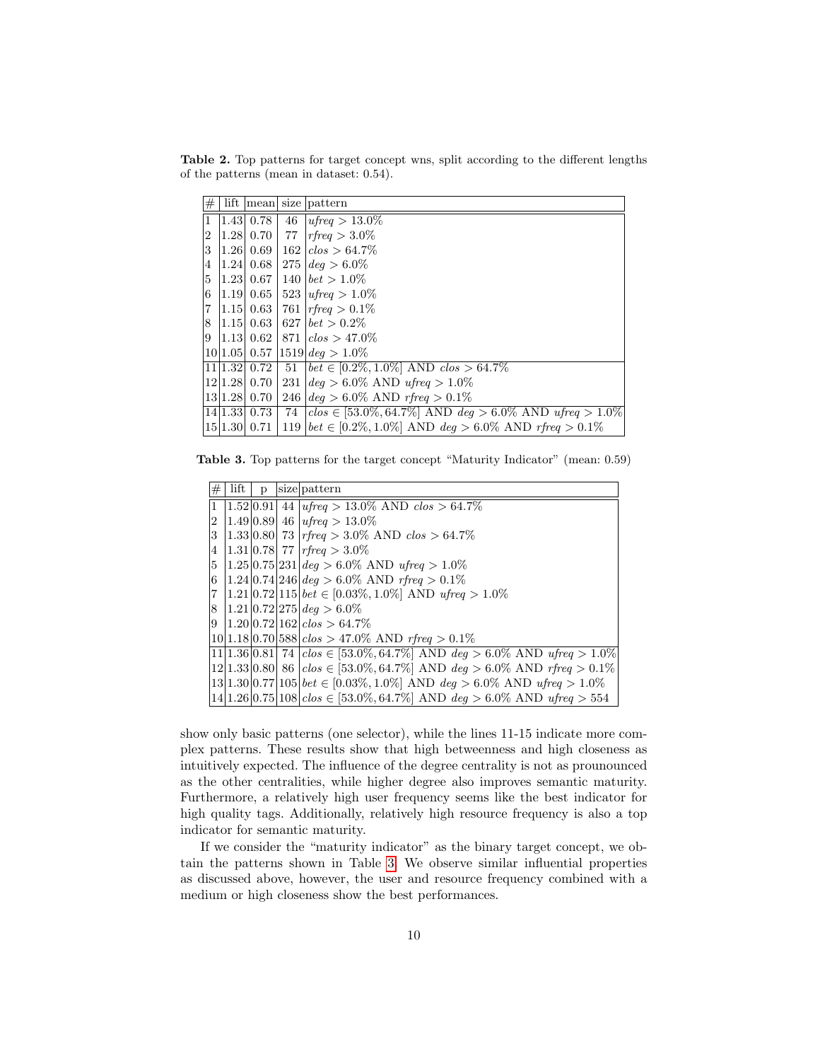**Table 2.** Top patterns for target concept wns, split according to the different lengths of the patterns (mean in dataset: 0.54).

| # | lift | mean | size | pattern |
|---|---|---|---|---|
| 1 | 1.43 | 0.78 | 46 | *ufreq* $> 13.0\%$ |
| 2 | 1.28 | 0.70 | 77 | *rfreq* $> 3.0\%$ |
| 3 | 1.26 | 0.69 | 162 | *clos* $> 64.7\%$ |
| 4 | 1.24 | 0.68 | 275 | *deg* $> 6.0\%$ |
| 5 | 1.23 | 0.67 | 140 | *bet* $> 1.0\%$ |
| 6 | 1.19 | 0.65 | 523 | *ufreq* $> 1.0\%$ |
| 7 | 1.15 | 0.63 | 761 | *rfreq* $> 0.1\%$ |
| 8 | 1.15 | 0.63 | 627 | *bet* $> 0.2\%$ |
| 9 | 1.13 | 0.62 | 871 | *clos* $> 47.0\%$ |
| 10 | 1.05 | 0.57 | 1519 | *deg* $> 1.0\%$ |
| 11 | 1.32 | 0.72 | 51 | *bet* $\in [0.2\%, 1.0\%]$ AND *clos* $> 64.7\%$ |
| 12 | 1.28 | 0.70 | 231 | *deg* $> 6.0\%$ AND *ufreq* $> 1.0\%$ |
| 13 | 1.28 | 0.70 | 246 | *deg* $> 6.0\%$ AND *rfreq* $> 0.1\%$ |
| 14 | 1.33 | 0.73 | 74 | *clos* $\in [53.0\%, 64.7\%]$ AND *deg* $> 6.0\%$ AND *ufreq* $> 1.0\%$ |
| 15 | 1.30 | 0.71 | 119 | *bet* $\in [0.2\%, 1.0\%]$ AND *deg* $> 6.0\%$ AND *rfreq* $> 0.1\%$ |

**Table 3.** Top patterns for the target concept "Maturity Indicator" (mean: 0.59)

| # | lift | p | size | pattern |
|---|---|---|---|---|
| 1 | 1.52 | 0.91 | 44 | *ufreq* $> 13.0\%$ AND *clos* $> 64.7\%$ |
| 2 | 1.49 | 0.89 | 46 | *ufreq* $> 13.0\%$ |
| 3 | 1.33 | 0.80 | 73 | *rfreq* $> 3.0\%$ AND *clos* $> 64.7\%$ |
| 4 | 1.31 | 0.78 | 77 | *rfreq* $> 3.0\%$ |
| 5 | 1.25 | 0.75 | 231 | *deg* $> 6.0\%$ AND *ufreq* $> 1.0\%$ |
| 6 | 1.24 | 0.74 | 246 | *deg* $> 6.0\%$ AND *rfreq* $> 0.1\%$ |
| 7 | 1.21 | 0.72 | 115 | *bet* $\in [0.03\%, 1.0\%]$ AND *ufreq* $> 1.0\%$ |
| 8 | 1.21 | 0.72 | 275 | *deg* $> 6.0\%$ |
| 9 | 1.20 | 0.72 | 162 | *clos* $> 64.7\%$ |
| 10 | 1.18 | 0.70 | 588 | *clos* $> 47.0\%$ AND *rfreq* $> 0.1\%$ |
| 11 | 1.36 | 0.81 | 74 | *clos* $\in [53.0\%, 64.7\%]$ AND *deg* $> 6.0\%$ AND *ufreq* $> 1.0\%$ |
| 12 | 1.33 | 0.80 | 86 | *clos* $\in [53.0\%, 64.7\%]$ AND *deg* $> 6.0\%$ AND *rfreq* $> 0.1\%$ |
| 13 | 1.30 | 0.77 | 105 | *bet* $\in [0.03\%, 1.0\%]$ AND *deg* $> 6.0\%$ AND *ufreq* $> 1.0\%$ |
| 14 | 1.26 | 0.75 | 108 | *clos* $\in [53.0\%, 64.7\%]$ AND *deg* $> 6.0\%$ AND *ufreq* $> 554$ |

show only basic patterns (one selector), while the lines 11-15 indicate more complex patterns. These results show that high betweenness and high closeness as intuitively expected. The influence of the degree centrality is not as prounounced as the other centralities, while higher degree also improves semantic maturity. Furthermore, a relatively high user frequency seems like the best indicator for high quality tags. Additionally, relatively high resource frequency is also a top indicator for semantic maturity.

If we consider the "maturity indicator" as the binary target concept, we obtain the patterns shown in Table 3. We observe similar influential properties as discussed above, however, the user and resource frequency combined with a medium or high closeness show the best performances.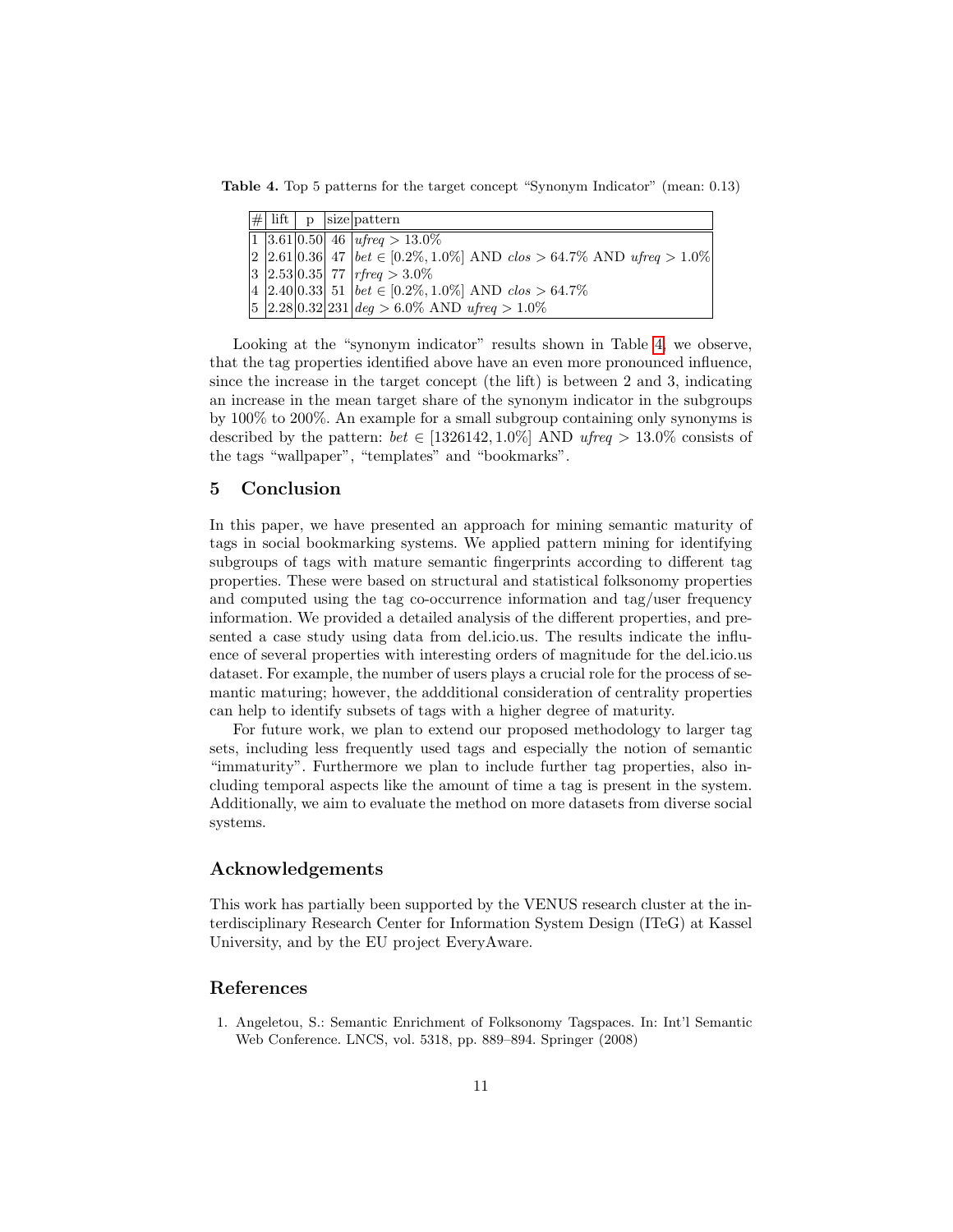**Table 4.** Top 5 patterns for the target concept "Synonym Indicator" (mean: 0.13)

| # | lift | p | size | pattern |
|---|---|---|---|---|
| 1 | 3.61 | 0.50 | 46 | *ufreq* $> 13.0\%$ |
| 2 | 2.61 | 0.36 | 47 | *bet* $\in [0.2\%, 1.0\%]$ AND *clos* $> 64.7\%$ AND *ufreq* $> 1.0\%$ |
| 3 | 2.53 | 0.35 | 77 | *rfreq* $> 3.0\%$ |
| 4 | 2.40 | 0.33 | 51 | *bet* $\in [0.2\%, 1.0\%]$ AND *clos* $> 64.7\%$ |
| 5 | 2.28 | 0.32 | 231 | *deg* $> 6.0\%$ AND *ufreq* $> 1.0\%$ |

Looking at the "synonym indicator" results shown in Table 4, we observe, that the tag properties identified above have an even more pronounced influence, since the increase in the target concept (the lift) is between 2 and 3, indicating an increase in the mean target share of the synonym indicator in the subgroups by 100% to 200%. An example for a small subgroup containing only synonyms is described by the pattern: $bet \in [1326142, 1.0\%]$ AND $ufreq > 13.0\%$ consists of the tags "wallpaper", "templates" and "bookmarks".

## 5 Conclusion

In this paper, we have presented an approach for mining semantic maturity of tags in social bookmarking systems. We applied pattern mining for identifying subgroups of tags with mature semantic fingerprints according to different tag properties. These were based on structural and statistical folksonomy properties and computed using the tag co-occurrence information and tag/user frequency information. We provided a detailed analysis of the different properties, and presented a case study using data from del.icio.us. The results indicate the influence of several properties with interesting orders of magnitude for the del.icio.us dataset. For example, the number of users plays a crucial role for the process of semantic maturing; however, the addditional consideration of centrality properties can help to identify subsets of tags with a higher degree of maturity.

For future work, we plan to extend our proposed methodology to larger tag sets, including less frequently used tags and especially the notion of semantic "immaturity". Furthermore we plan to include further tag properties, also including temporal aspects like the amount of time a tag is present in the system. Additionally, we aim to evaluate the method on more datasets from diverse social systems.

## Acknowledgements

This work has partially been supported by the VENUS research cluster at the interdisciplinary Research Center for Information System Design (ITeG) at Kassel University, and by the EU project EveryAware.

## References

1. Angeletou, S.: Semantic Enrichment of Folksonomy Tagspaces. In: Int'l Semantic Web Conference. LNCS, vol. 5318, pp. 889–894. Springer (2008)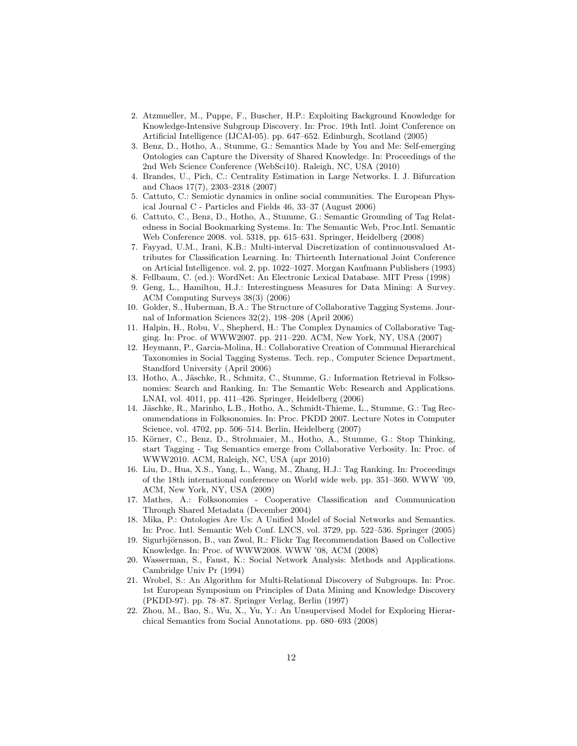2. Atzmueller, M., Puppe, F., Buscher, H.P.: Exploiting Background Knowledge for Knowledge-Intensive Subgroup Discovery. In: Proc. 19th Intl. Joint Conference on Artificial Intelligence (IJCAI-05). pp. 647–652. Edinburgh, Scotland (2005)
3. Benz, D., Hotho, A., Stumme, G.: Semantics Made by You and Me: Self-emerging Ontologies can Capture the Diversity of Shared Knowledge. In: Proceedings of the 2nd Web Science Conference (WebSci10). Raleigh, NC, USA (2010)
4. Brandes, U., Pich, C.: Centrality Estimation in Large Networks. I. J. Bifurcation and Chaos 17(7), 2303–2318 (2007)
5. Cattuto, C.: Semiotic dynamics in online social communities. The European Physical Journal C - Particles and Fields 46, 33–37 (August 2006)
6. Cattuto, C., Benz, D., Hotho, A., Stumme, G.: Semantic Grounding of Tag Relatedness in Social Bookmarking Systems. In: The Semantic Web, Proc.Intl. Semantic Web Conference 2008. vol. 5318, pp. 615–631. Springer, Heidelberg (2008)
7. Fayyad, U.M., Irani, K.B.: Multi-interval Discretization of continuousvalued Attributes for Classification Learning. In: Thirteenth International Joint Conference on Articial Intelligence. vol. 2, pp. 1022–1027. Morgan Kaufmann Publishers (1993)
8. Fellbaum, C. (ed.): WordNet: An Electronic Lexical Database. MIT Press (1998)
9. Geng, L., Hamilton, H.J.: Interestingness Measures for Data Mining: A Survey. ACM Computing Surveys 38(3) (2006)
10. Golder, S., Huberman, B.A.: The Structure of Collaborative Tagging Systems. Journal of Information Sciences 32(2), 198–208 (April 2006)
11. Halpin, H., Robu, V., Shepherd, H.: The Complex Dynamics of Collaborative Tagging. In: Proc. of WWW2007. pp. 211–220. ACM, New York, NY, USA (2007)
12. Heymann, P., Garcia-Molina, H.: Collaborative Creation of Communal Hierarchical Taxonomies in Social Tagging Systems. Tech. rep., Computer Science Department, Standford University (April 2006)
13. Hotho, A., Jäschke, R., Schmitz, C., Stumme, G.: Information Retrieval in Folksonomies: Search and Ranking. In: The Semantic Web: Research and Applications. LNAI, vol. 4011, pp. 411–426. Springer, Heidelberg (2006)
14. Jäschke, R., Marinho, L.B., Hotho, A., Schmidt-Thieme, L., Stumme, G.: Tag Recommendations in Folksonomies. In: Proc. PKDD 2007. Lecture Notes in Computer Science, vol. 4702, pp. 506–514. Berlin, Heidelberg (2007)
15. Körner, C., Benz, D., Strohmaier, M., Hotho, A., Stumme, G.: Stop Thinking, start Tagging - Tag Semantics emerge from Collaborative Verbosity. In: Proc. of WWW2010. ACM, Raleigh, NC, USA (apr 2010)
16. Liu, D., Hua, X.S., Yang, L., Wang, M., Zhang, H.J.: Tag Ranking. In: Proceedings of the 18th international conference on World wide web. pp. 351–360. WWW '09, ACM, New York, NY, USA (2009)
17. Mathes, A.: Folksonomies - Cooperative Classification and Communication Through Shared Metadata (December 2004)
18. Mika, P.: Ontologies Are Us: A Unified Model of Social Networks and Semantics. In: Proc. Intl. Semantic Web Conf. LNCS, vol. 3729, pp. 522–536. Springer (2005)
19. Sigurbjörnsson, B., van Zwol, R.: Flickr Tag Recommendation Based on Collective Knowledge. In: Proc. of WWW2008. WWW '08, ACM (2008)
20. Wasserman, S., Faust, K.: Social Network Analysis: Methods and Applications. Cambridge Univ Pr (1994)
21. Wrobel, S.: An Algorithm for Multi-Relational Discovery of Subgroups. In: Proc. 1st European Symposium on Principles of Data Mining and Knowledge Discovery (PKDD-97). pp. 78–87. Springer Verlag, Berlin (1997)
22. Zhou, M., Bao, S., Wu, X., Yu, Y.: An Unsupervised Model for Exploring Hierarchical Semantics from Social Annotations. pp. 680–693 (2008)